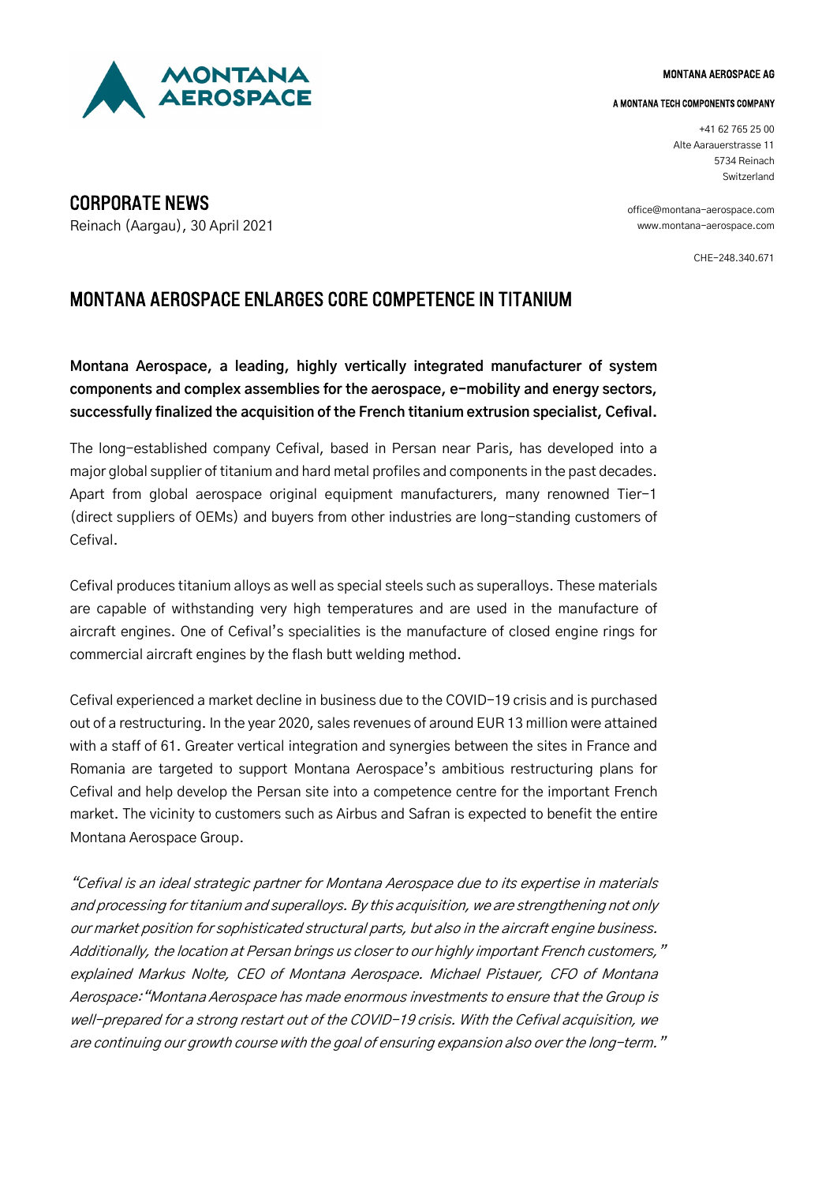MONTANA AEROSPACE AG

A MONTANA TECH COMPONENTS COMPANY

+41 62 765 25 00
Alte Aarauerstrasse 11
5734 Reinach
Switzerland

office@montana-aerospace.com
www.montana-aerospace.com

CHE-248.340.671

## CORPORATE NEWS

Reinach (Aargau), 30 April 2021

# MONTANA AEROSPACE ENLARGES CORE COMPETENCE IN TITANIUM

**Montana Aerospace, a leading, highly vertically integrated manufacturer of system components and complex assemblies for the aerospace, e-mobility and energy sectors, successfully finalized the acquisition of the French titanium extrusion specialist, Cefival.**

The long-established company Cefival, based in Persan near Paris, has developed into a major global supplier of titanium and hard metal profiles and components in the past decades. Apart from global aerospace original equipment manufacturers, many renowned Tier-1 (direct suppliers of OEMs) and buyers from other industries are long-standing customers of Cefival.

Cefival produces titanium alloys as well as special steels such as superalloys. These materials are capable of withstanding very high temperatures and are used in the manufacture of aircraft engines. One of Cefival's specialities is the manufacture of closed engine rings for commercial aircraft engines by the flash butt welding method.

Cefival experienced a market decline in business due to the COVID-19 crisis and is purchased out of a restructuring. In the year 2020, sales revenues of around EUR 13 million were attained with a staff of 61. Greater vertical integration and synergies between the sites in France and Romania are targeted to support Montana Aerospace's ambitious restructuring plans for Cefival and help develop the Persan site into a competence centre for the important French market. The vicinity to customers such as Airbus and Safran is expected to benefit the entire Montana Aerospace Group.

*"Cefival is an ideal strategic partner for Montana Aerospace due to its expertise in materials and processing for titanium and superalloys. By this acquisition, we are strengthening not only our market position for sophisticated structural parts, but also in the aircraft engine business. Additionally, the location at Persan brings us closer to our highly important French customers," explained Markus Nolte, CEO of Montana Aerospace. Michael Pistauer, CFO of Montana Aerospace: "Montana Aerospace has made enormous investments to ensure that the Group is well-prepared for a strong restart out of the COVID-19 crisis. With the Cefival acquisition, we are continuing our growth course with the goal of ensuring expansion also over the long-term."*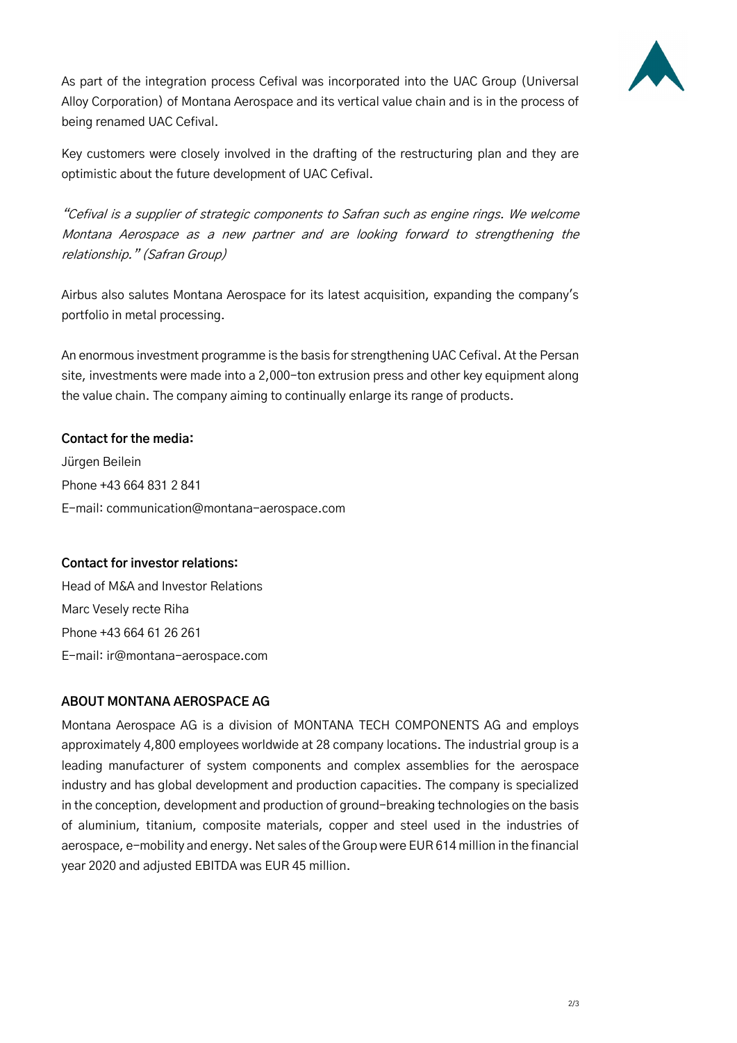As part of the integration process Cefival was incorporated into the UAC Group (Universal Alloy Corporation) of Montana Aerospace and its vertical value chain and is in the process of being renamed UAC Cefival.

Key customers were closely involved in the drafting of the restructuring plan and they are optimistic about the future development of UAC Cefival.

*"Cefival is a supplier of strategic components to Safran such as engine rings. We welcome Montana Aerospace as a new partner and are looking forward to strengthening the relationship." (Safran Group)*

Airbus also salutes Montana Aerospace for its latest acquisition, expanding the company's portfolio in metal processing.

An enormous investment programme is the basis for strengthening UAC Cefival. At the Persan site, investments were made into a 2,000-ton extrusion press and other key equipment along the value chain. The company aiming to continually enlarge its range of products.

**Contact for the media:**

Jürgen Beilein

Phone +43 664 831 2 841

E-mail: communication@montana-aerospace.com

**Contact for investor relations:**

Head of M&A and Investor Relations

Marc Vesely recte Riha

Phone +43 664 61 26 261

E-mail: ir@montana-aerospace.com

## ABOUT MONTANA AEROSPACE AG

Montana Aerospace AG is a division of MONTANA TECH COMPONENTS AG and employs approximately 4,800 employees worldwide at 28 company locations. The industrial group is a leading manufacturer of system components and complex assemblies for the aerospace industry and has global development and production capacities. The company is specialized in the conception, development and production of ground-breaking technologies on the basis of aluminium, titanium, composite materials, copper and steel used in the industries of aerospace, e-mobility and energy. Net sales of the Group were EUR 614 million in the financial year 2020 and adjusted EBITDA was EUR 45 million.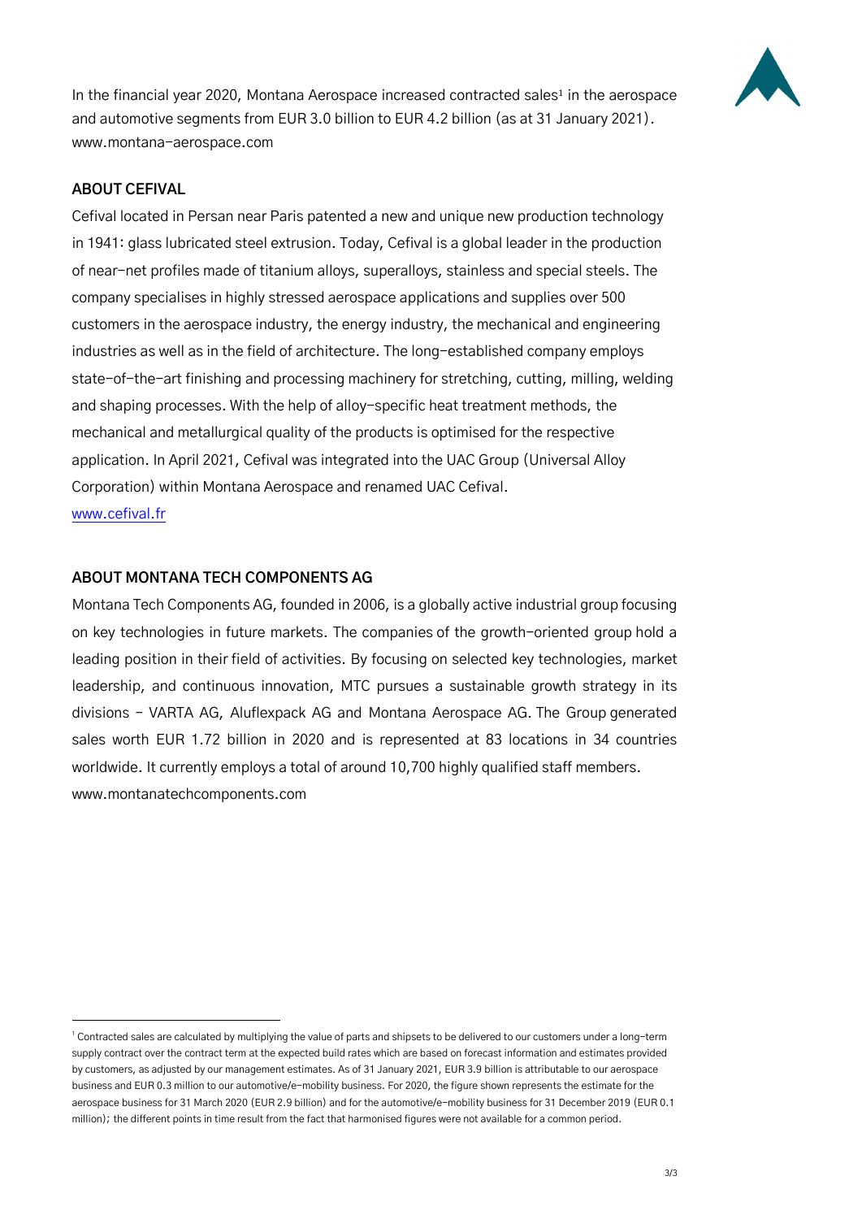In the financial year 2020, Montana Aerospace increased contracted sales[1] in the aerospace and automotive segments from EUR 3.0 billion to EUR 4.2 billion (as at 31 January 2021). www.montana-aerospace.com

## ABOUT CEFIVAL

Cefival located in Persan near Paris patented a new and unique new production technology in 1941: glass lubricated steel extrusion. Today, Cefival is a global leader in the production of near-net profiles made of titanium alloys, superalloys, stainless and special steels. The company specialises in highly stressed aerospace applications and supplies over 500 customers in the aerospace industry, the energy industry, the mechanical and engineering industries as well as in the field of architecture. The long-established company employs state-of-the-art finishing and processing machinery for stretching, cutting, milling, welding and shaping processes. With the help of alloy-specific heat treatment methods, the mechanical and metallurgical quality of the products is optimised for the respective application. In April 2021, Cefival was integrated into the UAC Group (Universal Alloy Corporation) within Montana Aerospace and renamed UAC Cefival.
www.cefival.fr

## ABOUT MONTANA TECH COMPONENTS AG

Montana Tech Components AG, founded in 2006, is a globally active industrial group focusing on key technologies in future markets. The companies of the growth-oriented group hold a leading position in their field of activities. By focusing on selected key technologies, market leadership, and continuous innovation, MTC pursues a sustainable growth strategy in its divisions – VARTA AG, Aluflexpack AG and Montana Aerospace AG. The Group generated sales worth EUR 1.72 billion in 2020 and is represented at 83 locations in 34 countries worldwide. It currently employs a total of around 10,700 highly qualified staff members.
www.montanatechcomponents.com

---

[1] Contracted sales are calculated by multiplying the value of parts and shipsets to be delivered to our customers under a long-term supply contract over the contract term at the expected build rates which are based on forecast information and estimates provided by customers, as adjusted by our management estimates. As of 31 January 2021, EUR 3.9 billion is attributable to our aerospace business and EUR 0.3 million to our automotive/e-mobility business. For 2020, the figure shown represents the estimate for the aerospace business for 31 March 2020 (EUR 2.9 billion) and for the automotive/e-mobility business for 31 December 2019 (EUR 0.1 million); the different points in time result from the fact that harmonised figures were not available for a common period.